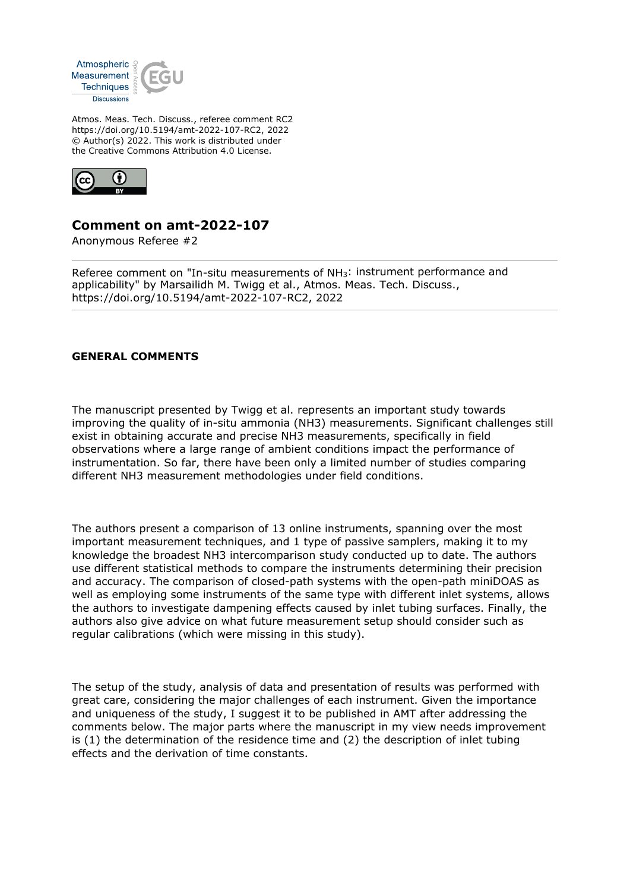Atmos. Meas. Tech. Discuss., referee comment RC2
https://doi.org/10.5194/amt-2022-107-RC2, 2022
© Author(s) 2022. This work is distributed under
the Creative Commons Attribution 4.0 License.

## Comment on amt-2022-107

Anonymous Referee #2

Referee comment on "In-situ measurements of $NH_3$: instrument performance and applicability" by Marsailidh M. Twigg et al., Atmos. Meas. Tech. Discuss., https://doi.org/10.5194/amt-2022-107-RC2, 2022

### GENERAL COMMENTS

The manuscript presented by Twigg et al. represents an important study towards improving the quality of in-situ ammonia (NH3) measurements. Significant challenges still exist in obtaining accurate and precise NH3 measurements, specifically in field observations where a large range of ambient conditions impact the performance of instrumentation. So far, there have been only a limited number of studies comparing different NH3 measurement methodologies under field conditions.

The authors present a comparison of 13 online instruments, spanning over the most important measurement techniques, and 1 type of passive samplers, making it to my knowledge the broadest NH3 intercomparison study conducted up to date. The authors use different statistical methods to compare the instruments determining their precision and accuracy. The comparison of closed-path systems with the open-path miniDOAS as well as employing some instruments of the same type with different inlet systems, allows the authors to investigate dampening effects caused by inlet tubing surfaces. Finally, the authors also give advice on what future measurement setup should consider such as regular calibrations (which were missing in this study).

The setup of the study, analysis of data and presentation of results was performed with great care, considering the major challenges of each instrument. Given the importance and uniqueness of the study, I suggest it to be published in AMT after addressing the comments below. The major parts where the manuscript in my view needs improvement is (1) the determination of the residence time and (2) the description of inlet tubing effects and the derivation of time constants.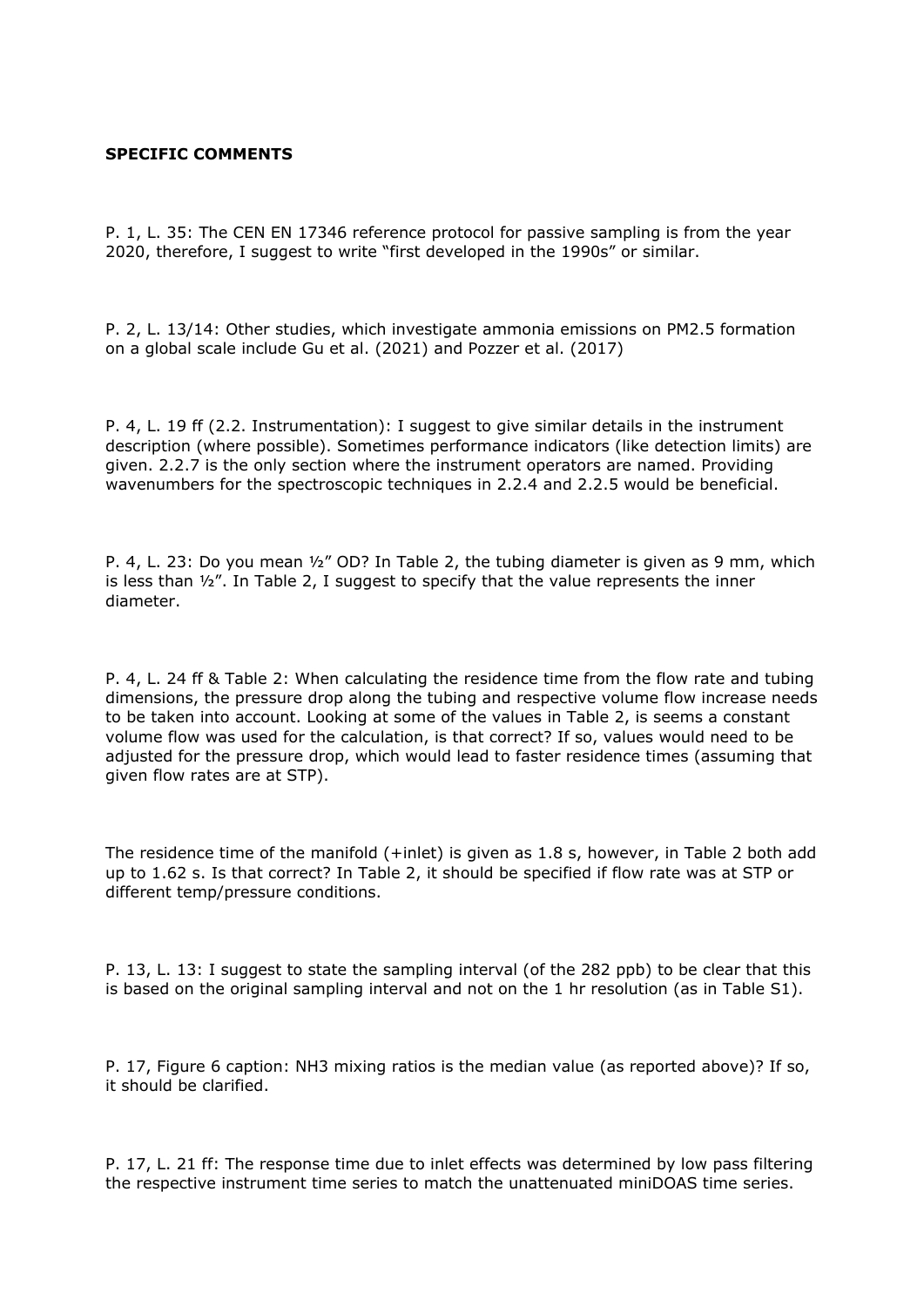**SPECIFIC COMMENTS**

P. 1, L. 35: The CEN EN 17346 reference protocol for passive sampling is from the year 2020, therefore, I suggest to write "first developed in the 1990s" or similar.

P. 2, L. 13/14: Other studies, which investigate ammonia emissions on PM2.5 formation on a global scale include Gu et al. (2021) and Pozzer et al. (2017)

P. 4, L. 19 ff (2.2. Instrumentation): I suggest to give similar details in the instrument description (where possible). Sometimes performance indicators (like detection limits) are given. 2.2.7 is the only section where the instrument operators are named. Providing wavenumbers for the spectroscopic techniques in 2.2.4 and 2.2.5 would be beneficial.

P. 4, L. 23: Do you mean ½" OD? In Table 2, the tubing diameter is given as 9 mm, which is less than ½". In Table 2, I suggest to specify that the value represents the inner diameter.

P. 4, L. 24 ff & Table 2: When calculating the residence time from the flow rate and tubing dimensions, the pressure drop along the tubing and respective volume flow increase needs to be taken into account. Looking at some of the values in Table 2, is seems a constant volume flow was used for the calculation, is that correct? If so, values would need to be adjusted for the pressure drop, which would lead to faster residence times (assuming that given flow rates are at STP).

The residence time of the manifold (+inlet) is given as 1.8 s, however, in Table 2 both add up to 1.62 s. Is that correct? In Table 2, it should be specified if flow rate was at STP or different temp/pressure conditions.

P. 13, L. 13: I suggest to state the sampling interval (of the 282 ppb) to be clear that this is based on the original sampling interval and not on the 1 hr resolution (as in Table S1).

P. 17, Figure 6 caption: $NH_3$ mixing ratios is the median value (as reported above)? If so, it should be clarified.

P. 17, L. 21 ff: The response time due to inlet effects was determined by low pass filtering the respective instrument time series to match the unattenuated miniDOAS time series.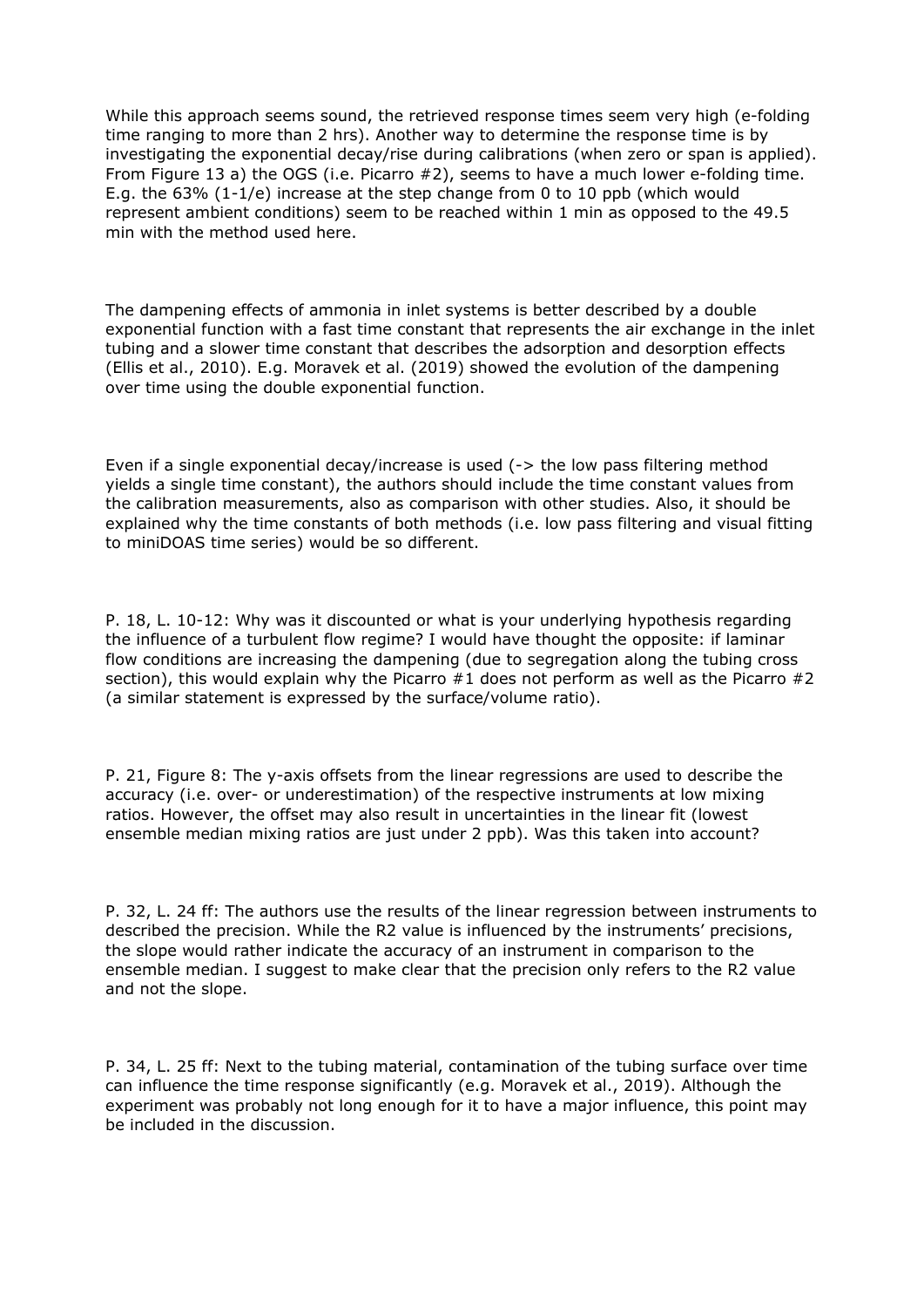While this approach seems sound, the retrieved response times seem very high (e-folding time ranging to more than 2 hrs). Another way to determine the response time is by investigating the exponential decay/rise during calibrations (when zero or span is applied). From Figure 13 a) the OGS (i.e. Picarro #2), seems to have a much lower e-folding time. E.g. the 63% (1-1/e) increase at the step change from 0 to 10 ppb (which would represent ambient conditions) seem to be reached within 1 min as opposed to the 49.5 min with the method used here.

The dampening effects of ammonia in inlet systems is better described by a double exponential function with a fast time constant that represents the air exchange in the inlet tubing and a slower time constant that describes the adsorption and desorption effects (Ellis et al., 2010). E.g. Moravek et al. (2019) showed the evolution of the dampening over time using the double exponential function.

Even if a single exponential decay/increase is used (-> the low pass filtering method yields a single time constant), the authors should include the time constant values from the calibration measurements, also as comparison with other studies. Also, it should be explained why the time constants of both methods (i.e. low pass filtering and visual fitting to miniDOAS time series) would be so different.

P. 18, L. 10-12: Why was it discounted or what is your underlying hypothesis regarding the influence of a turbulent flow regime? I would have thought the opposite: if laminar flow conditions are increasing the dampening (due to segregation along the tubing cross section), this would explain why the Picarro #1 does not perform as well as the Picarro #2 (a similar statement is expressed by the surface/volume ratio).

P. 21, Figure 8: The y-axis offsets from the linear regressions are used to describe the accuracy (i.e. over- or underestimation) of the respective instruments at low mixing ratios. However, the offset may also result in uncertainties in the linear fit (lowest ensemble median mixing ratios are just under 2 ppb). Was this taken into account?

P. 32, L. 24 ff: The authors use the results of the linear regression between instruments to described the precision. While the R2 value is influenced by the instruments' precisions, the slope would rather indicate the accuracy of an instrument in comparison to the ensemble median. I suggest to make clear that the precision only refers to the R2 value and not the slope.

P. 34, L. 25 ff: Next to the tubing material, contamination of the tubing surface over time can influence the time response significantly (e.g. Moravek et al., 2019). Although the experiment was probably not long enough for it to have a major influence, this point may be included in the discussion.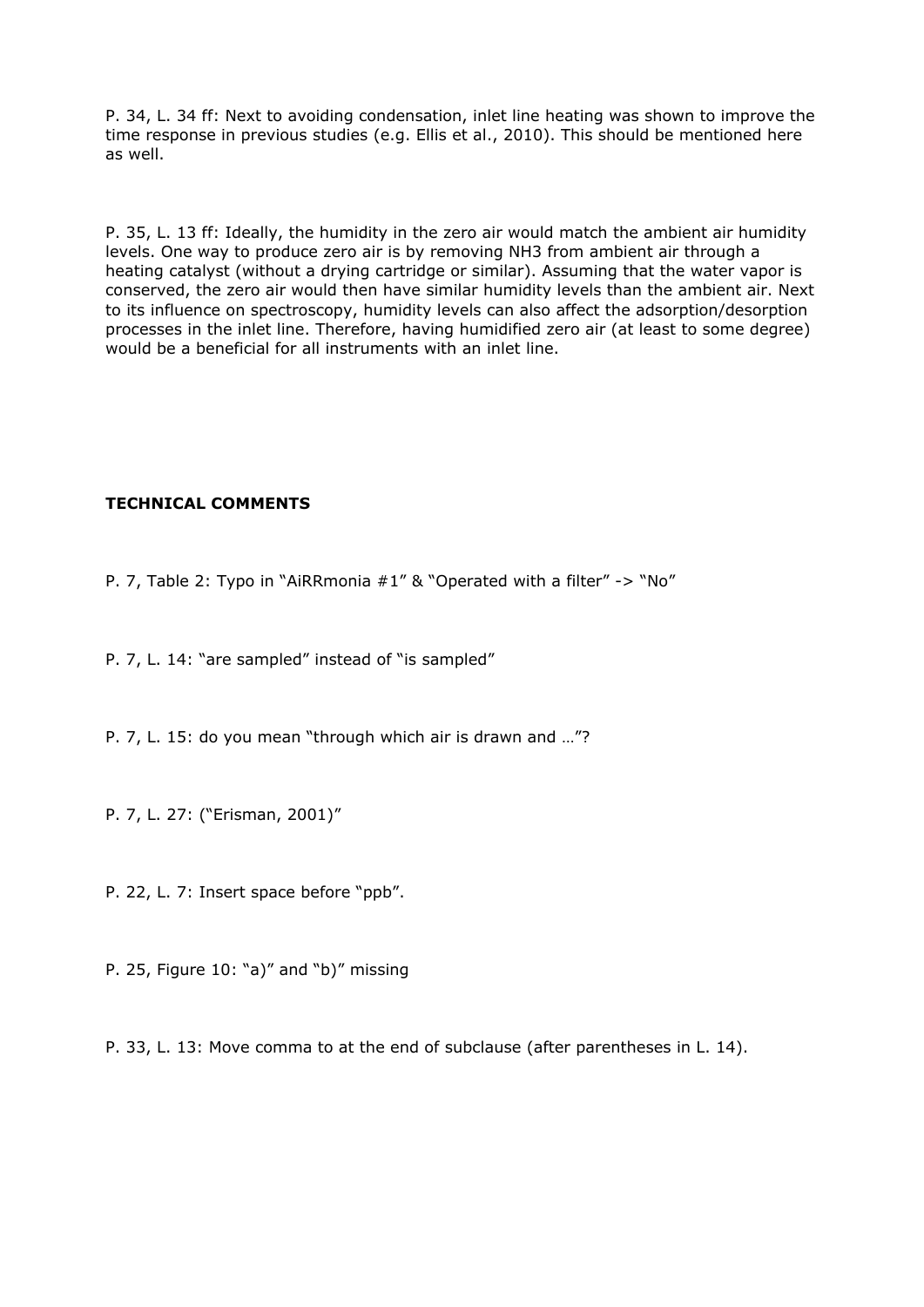P. 34, L. 34 ff: Next to avoiding condensation, inlet line heating was shown to improve the time response in previous studies (e.g. Ellis et al., 2010). This should be mentioned here as well.

P. 35, L. 13 ff: Ideally, the humidity in the zero air would match the ambient air humidity levels. One way to produce zero air is by removing $NH_3$ from ambient air through a heating catalyst (without a drying cartridge or similar). Assuming that the water vapor is conserved, the zero air would then have similar humidity levels than the ambient air. Next to its influence on spectroscopy, humidity levels can also affect the adsorption/desorption processes in the inlet line. Therefore, having humidified zero air (at least to some degree) would be a beneficial for all instruments with an inlet line.

**TECHNICAL COMMENTS**

P. 7, Table 2: Typo in "AiRRmonia #1" & "Operated with a filter" -> "No"

P. 7, L. 14: "are sampled" instead of "is sampled"

P. 7, L. 15: do you mean "through which air is drawn and …"?

P. 7, L. 27: ("Erisman, 2001)"

P. 22, L. 7: Insert space before "ppb".

P. 25, Figure 10: "a)" and "b)" missing

P. 33, L. 13: Move comma to at the end of subclause (after parentheses in L. 14).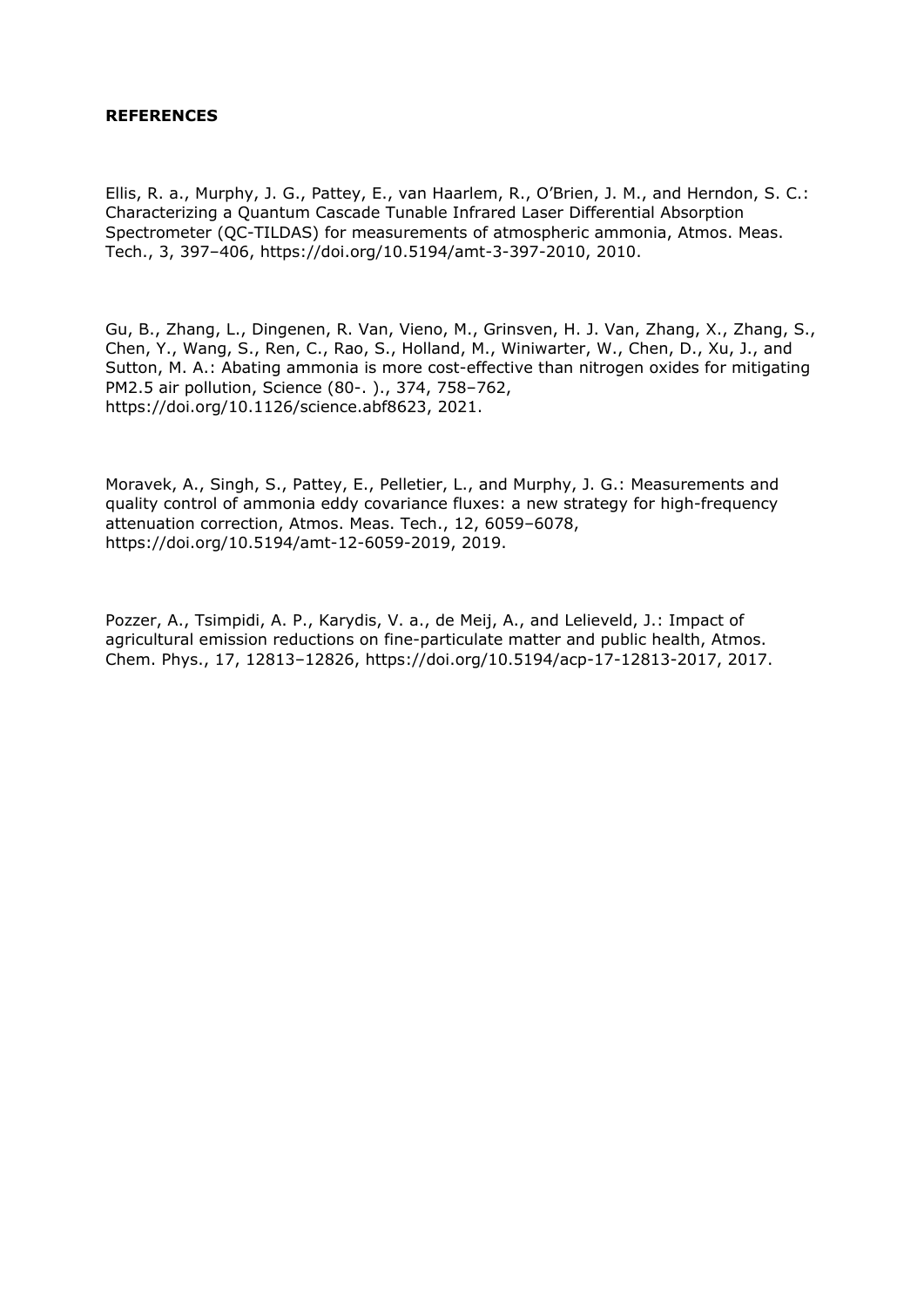**REFERENCES**

Ellis, R. a., Murphy, J. G., Pattey, E., van Haarlem, R., O'Brien, J. M., and Herndon, S. C.: Characterizing a Quantum Cascade Tunable Infrared Laser Differential Absorption Spectrometer (QC-TILDAS) for measurements of atmospheric ammonia, Atmos. Meas. Tech., 3, 397–406, https://doi.org/10.5194/amt-3-397-2010, 2010.

Gu, B., Zhang, L., Dingenen, R. Van, Vieno, M., Grinsven, H. J. Van, Zhang, X., Zhang, S., Chen, Y., Wang, S., Ren, C., Rao, S., Holland, M., Winiwarter, W., Chen, D., Xu, J., and Sutton, M. A.: Abating ammonia is more cost-effective than nitrogen oxides for mitigating PM2.5 air pollution, Science (80-. )., 374, 758–762, https://doi.org/10.1126/science.abf8623, 2021.

Moravek, A., Singh, S., Pattey, E., Pelletier, L., and Murphy, J. G.: Measurements and quality control of ammonia eddy covariance fluxes: a new strategy for high-frequency attenuation correction, Atmos. Meas. Tech., 12, 6059–6078, https://doi.org/10.5194/amt-12-6059-2019, 2019.

Pozzer, A., Tsimpidi, A. P., Karydis, V. a., de Meij, A., and Lelieveld, J.: Impact of agricultural emission reductions on fine-particulate matter and public health, Atmos. Chem. Phys., 17, 12813–12826, https://doi.org/10.5194/acp-17-12813-2017, 2017.